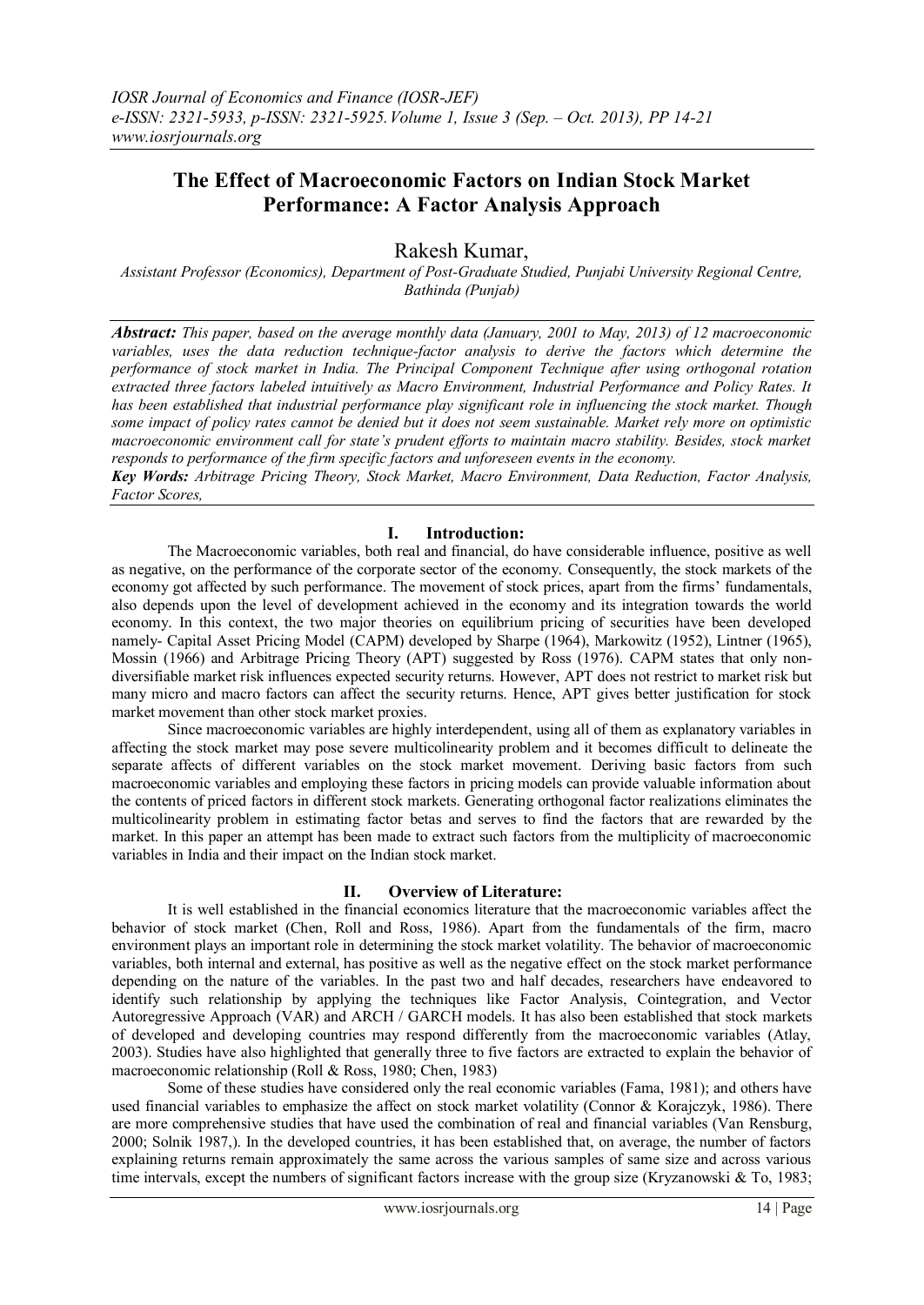# The Effect of Macroeconomic Factors on Indian Stock Market Performance: A Factor Analysis Approach

Rakesh Kumar,

*Assistant Professor (Economics), Department of Post-Graduate Studied, Punjabi University Regional Centre, Bathinda (Punjab)*

***Abstract:*** *This paper, based on the average monthly data (January, 2001 to May, 2013) of 12 macroeconomic variables, uses the data reduction technique-factor analysis to derive the factors which determine the performance of stock market in India. The Principal Component Technique after using orthogonal rotation extracted three factors labeled intuitively as Macro Environment, Industrial Performance and Policy Rates. It has been established that industrial performance play significant role in influencing the stock market. Though some impact of policy rates cannot be denied but it does not seem sustainable. Market rely more on optimistic macroeconomic environment call for state's prudent efforts to maintain macro stability. Besides, stock market responds to performance of the firm specific factors and unforeseen events in the economy.*

***Key Words:*** *Arbitrage Pricing Theory, Stock Market, Macro Environment, Data Reduction, Factor Analysis, Factor Scores,*

## I. Introduction:

The Macroeconomic variables, both real and financial, do have considerable influence, positive as well as negative, on the performance of the corporate sector of the economy. Consequently, the stock markets of the economy got affected by such performance. The movement of stock prices, apart from the firms' fundamentals, also depends upon the level of development achieved in the economy and its integration towards the world economy. In this context, the two major theories on equilibrium pricing of securities have been developed namely- Capital Asset Pricing Model (CAPM) developed by Sharpe (1964), Markowitz (1952), Lintner (1965), Mossin (1966) and Arbitrage Pricing Theory (APT) suggested by Ross (1976). CAPM states that only non-diversifiable market risk influences expected security returns. However, APT does not restrict to market risk but many micro and macro factors can affect the security returns. Hence, APT gives better justification for stock market movement than other stock market proxies.

Since macroeconomic variables are highly interdependent, using all of them as explanatory variables in affecting the stock market may pose severe multicolinearity problem and it becomes difficult to delineate the separate affects of different variables on the stock market movement. Deriving basic factors from such macroeconomic variables and employing these factors in pricing models can provide valuable information about the contents of priced factors in different stock markets. Generating orthogonal factor realizations eliminates the multicolinearity problem in estimating factor betas and serves to find the factors that are rewarded by the market. In this paper an attempt has been made to extract such factors from the multiplicity of macroeconomic variables in India and their impact on the Indian stock market.

## II. Overview of Literature:

It is well established in the financial economics literature that the macroeconomic variables affect the behavior of stock market (Chen, Roll and Ross, 1986). Apart from the fundamentals of the firm, macro environment plays an important role in determining the stock market volatility. The behavior of macroeconomic variables, both internal and external, has positive as well as the negative effect on the stock market performance depending on the nature of the variables. In the past two and half decades, researchers have endeavored to identify such relationship by applying the techniques like Factor Analysis, Cointegration, and Vector Autoregressive Approach (VAR) and ARCH / GARCH models. It has also been established that stock markets of developed and developing countries may respond differently from the macroeconomic variables (Atlay, 2003). Studies have also highlighted that generally three to five factors are extracted to explain the behavior of macroeconomic relationship (Roll & Ross, 1980; Chen, 1983)

Some of these studies have considered only the real economic variables (Fama, 1981); and others have used financial variables to emphasize the affect on stock market volatility (Connor & Korajczyk, 1986). There are more comprehensive studies that have used the combination of real and financial variables (Van Rensburg, 2000; Solnik 1987,). In the developed countries, it has been established that, on average, the number of factors explaining returns remain approximately the same across the various samples of same size and across various time intervals, except the numbers of significant factors increase with the group size (Kryzanowski & To, 1983;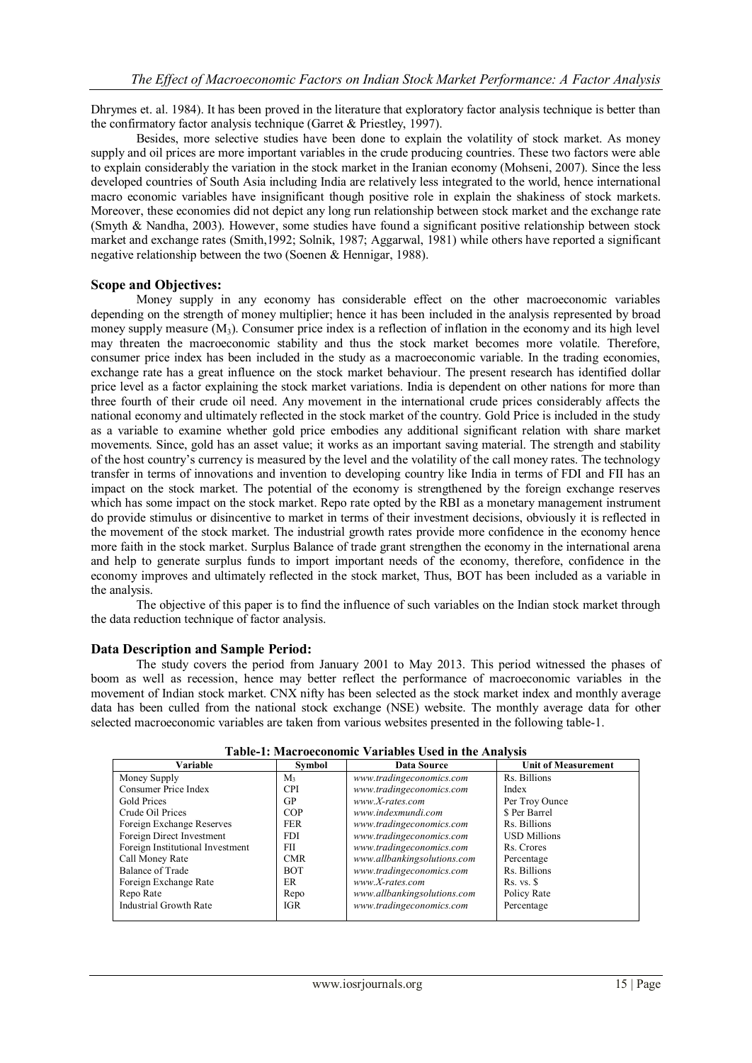Dhrymes et. al. 1984). It has been proved in the literature that exploratory factor analysis technique is better than the confirmatory factor analysis technique (Garret & Priestley, 1997).

Besides, more selective studies have been done to explain the volatility of stock market. As money supply and oil prices are more important variables in the crude producing countries. These two factors were able to explain considerably the variation in the stock market in the Iranian economy (Mohseni, 2007). Since the less developed countries of South Asia including India are relatively less integrated to the world, hence international macro economic variables have insignificant though positive role in explain the shakiness of stock markets. Moreover, these economies did not depict any long run relationship between stock market and the exchange rate (Smyth & Nandha, 2003). However, some studies have found a significant positive relationship between stock market and exchange rates (Smith,1992; Solnik, 1987; Aggarwal, 1981) while others have reported a significant negative relationship between the two (Soenen & Hennigar, 1988).

## Scope and Objectives:

Money supply in any economy has considerable effect on the other macroeconomic variables depending on the strength of money multiplier; hence it has been included in the analysis represented by broad money supply measure ($M_3$). Consumer price index is a reflection of inflation in the economy and its high level may threaten the macroeconomic stability and thus the stock market becomes more volatile. Therefore, consumer price index has been included in the study as a macroeconomic variable. In the trading economies, exchange rate has a great influence on the stock market behaviour. The present research has identified dollar price level as a factor explaining the stock market variations. India is dependent on other nations for more than three fourth of their crude oil need. Any movement in the international crude prices considerably affects the national economy and ultimately reflected in the stock market of the country. Gold Price is included in the study as a variable to examine whether gold price embodies any additional significant relation with share market movements. Since, gold has an asset value; it works as an important saving material. The strength and stability of the host country's currency is measured by the level and the volatility of the call money rates. The technology transfer in terms of innovations and invention to developing country like India in terms of FDI and FII has an impact on the stock market. The potential of the economy is strengthened by the foreign exchange reserves which has some impact on the stock market. Repo rate opted by the RBI as a monetary management instrument do provide stimulus or disincentive to market in terms of their investment decisions, obviously it is reflected in the movement of the stock market. The industrial growth rates provide more confidence in the economy hence more faith in the stock market. Surplus Balance of trade grant strengthen the economy in the international arena and help to generate surplus funds to import important needs of the economy, therefore, confidence in the economy improves and ultimately reflected in the stock market, Thus, BOT has been included as a variable in the analysis.

The objective of this paper is to find the influence of such variables on the Indian stock market through the data reduction technique of factor analysis.

## Data Description and Sample Period:

The study covers the period from January 2001 to May 2013. This period witnessed the phases of boom as well as recession, hence may better reflect the performance of macroeconomic variables in the movement of Indian stock market. CNX nifty has been selected as the stock market index and monthly average data has been culled from the national stock exchange (NSE) website. The monthly average data for other selected macroeconomic variables are taken from various websites presented in the following table-1.

**Table-1: Macroeconomic Variables Used in the Analysis**

| Variable | Symbol | Data Source | Unit of Measurement |
|---|---|---|---|
| Money Supply | $M_3$ | *www.tradingeconomics.com* | Rs. Billions |
| Consumer Price Index | CPI | *www.tradingeconomics.com* | Index |
| Gold Prices | GP | *www.X-rates.com* | Per Troy Ounce |
| Crude Oil Prices | COP | *www.indexmundi.com* | $ Per Barrel |
| Foreign Exchange Reserves | FER | *www.tradingeconomics.com* | Rs. Billions |
| Foreign Direct Investment | FDI | *www.tradingeconomics.com* | USD Millions |
| Foreign Institutional Investment | FII | *www.tradingeconomics.com* | Rs. Crores |
| Call Money Rate | CMR | *www.allbankingsolutions.com* | Percentage |
| Balance of Trade | BOT | *www.tradingeconomics.com* | Rs. Billions |
| Foreign Exchange Rate | ER | *www.X-rates.com* | Rs. vs. $ |
| Repo Rate | Repo | *www.allbankingsolutions.com* | Policy Rate |
| Industrial Growth Rate | IGR | *www.tradingeconomics.com* | Percentage |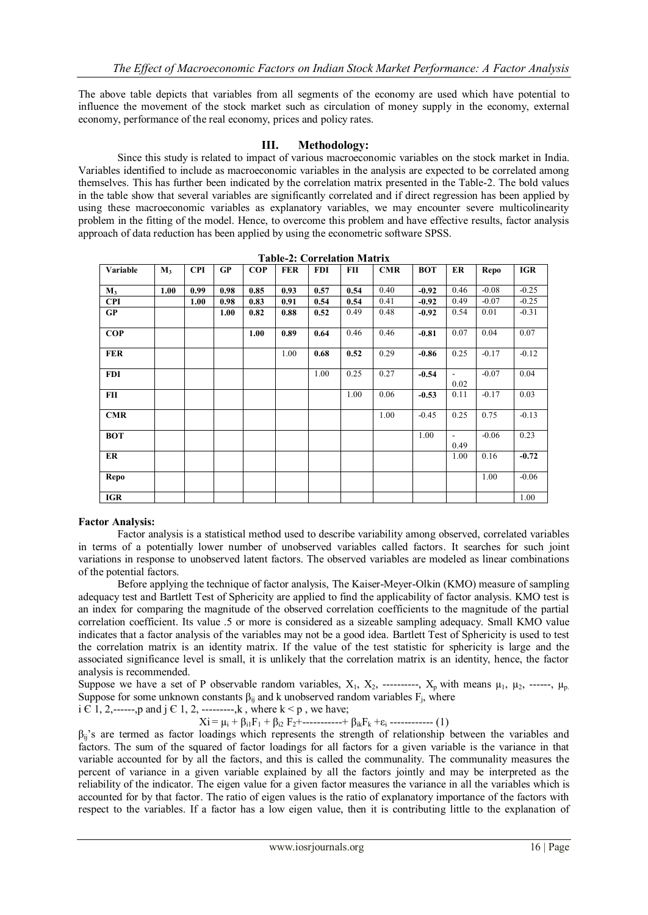The above table depicts that variables from all segments of the economy are used which have potential to influence the movement of the stock market such as circulation of money supply in the economy, external economy, performance of the real economy, prices and policy rates.

## III. Methodology:

Since this study is related to impact of various macroeconomic variables on the stock market in India. Variables identified to include as macroeconomic variables in the analysis are expected to be correlated among themselves. This has further been indicated by the correlation matrix presented in the Table-2. The bold values in the table show that several variables are significantly correlated and if direct regression has been applied by using these macroeconomic variables as explanatory variables, we may encounter severe multicolinearity problem in the fitting of the model. Hence, to overcome this problem and have effective results, factor analysis approach of data reduction has been applied by using the econometric software SPSS.

**Table-2: Correlation Matrix**

| Variable | $M_3$ | CPI | GP | COP | FER | FDI | FII | CMR | BOT | ER | Repo | IGR |
|---|---|---|---|---|---|---|---|---|---|---|---|---|
| $M_3$ | **1.00** | **0.99** | **0.98** | **0.85** | **0.93** | **0.57** | **0.54** | 0.40 | **-0.92** | 0.46 | -0.08 | -0.25 |
| CPI | | **1.00** | **0.98** | **0.83** | **0.91** | **0.54** | **0.54** | 0.41 | **-0.92** | 0.49 | -0.07 | -0.25 |
| GP | | | **1.00** | **0.82** | **0.88** | **0.52** | 0.49 | 0.48 | **-0.92** | 0.54 | 0.01 | -0.31 |
| COP | | | | **1.00** | **0.89** | **0.64** | 0.46 | 0.46 | **-0.81** | 0.07 | 0.04 | 0.07 |
| FER | | | | | 1.00 | **0.68** | **0.52** | 0.29 | **-0.86** | 0.25 | -0.17 | -0.12 |
| FDI | | | | | | 1.00 | 0.25 | 0.27 | **-0.54** | -0.02 | -0.07 | 0.04 |
| FII | | | | | | | 1.00 | 0.06 | **-0.53** | 0.11 | -0.17 | 0.03 |
| CMR | | | | | | | | 1.00 | -0.45 | 0.25 | 0.75 | -0.13 |
| BOT | | | | | | | | | 1.00 | -0.49 | -0.06 | 0.23 |
| ER | | | | | | | | | | 1.00 | 0.16 | **-0.72** |
| Repo | | | | | | | | | | | 1.00 | -0.06 |
| IGR | | | | | | | | | | | | 1.00 |

**Factor Analysis:**

Factor analysis is a statistical method used to describe variability among observed, correlated variables in terms of a potentially lower number of unobserved variables called factors. It searches for such joint variations in response to unobserved latent factors. The observed variables are modeled as linear combinations of the potential factors.

Before applying the technique of factor analysis, The Kaiser-Meyer-Olkin (KMO) measure of sampling adequacy test and Bartlett Test of Sphericity are applied to find the applicability of factor analysis. KMO test is an index for comparing the magnitude of the observed correlation coefficients to the magnitude of the partial correlation coefficient. Its value .5 or more is considered as a sizeable sampling adequacy. Small KMO value indicates that a factor analysis of the variables may not be a good idea. Bartlett Test of Sphericity is used to test the correlation matrix is an identity matrix. If the value of the test statistic for sphericity is large and the associated significance level is small, it is unlikely that the correlation matrix is an identity, hence, the factor analysis is recommended.

Suppose we have a set of P observable random variables, $X_1$, $X_2$, ----------, $X_p$ with means $\mu_1$, $\mu_2$, ------, $\mu_p$. Suppose for some unknown constants $\beta_{ij}$ and k unobserved random variables $F_j$, where $i \in 1, 2,------,p$ and $j \in 1, 2, ---------,k$ , where $k < p$ , we have;

$$X_i = \mu_i + \beta_{i1}F_1 + \beta_{i2}F_2 + \text{-----------} + \beta_{ik}F_k + \varepsilon_i \text{ ------------ } (1)$$

$\beta_{ij}$'s are termed as factor loadings which represents the strength of relationship between the variables and factors. The sum of the squared of factor loadings for all factors for a given variable is the variance in that variable accounted for by all the factors, and this is called the communality. The communality measures the percent of variance in a given variable explained by all the factors jointly and may be interpreted as the reliability of the indicator. The eigen value for a given factor measures the variance in all the variables which is accounted for by that factor. The ratio of eigen values is the ratio of explanatory importance of the factors with respect to the variables. If a factor has a low eigen value, then it is contributing little to the explanation of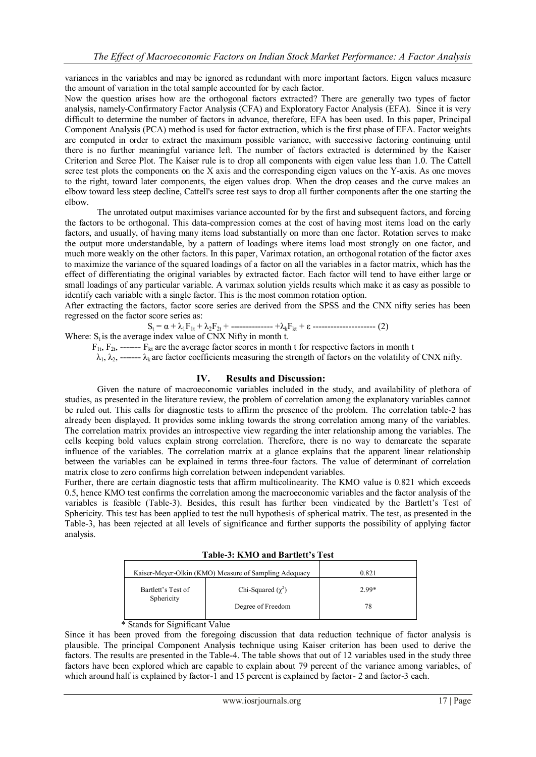variances in the variables and may be ignored as redundant with more important factors. Eigen values measure the amount of variation in the total sample accounted for by each factor.

Now the question arises how are the orthogonal factors extracted? There are generally two types of factor analysis, namely-Confirmatory Factor Analysis (CFA) and Exploratory Factor Analysis (EFA). Since it is very difficult to determine the number of factors in advance, therefore, EFA has been used. In this paper, Principal Component Analysis (PCA) method is used for factor extraction, which is the first phase of EFA. Factor weights are computed in order to extract the maximum possible variance, with successive factoring continuing until there is no further meaningful variance left. The number of factors extracted is determined by the Kaiser Criterion and Scree Plot. The Kaiser rule is to drop all components with eigen value less than 1.0. The Cattell scree test plots the components on the X axis and the corresponding eigen values on the Y-axis. As one moves to the right, toward later components, the eigen values drop. When the drop ceases and the curve makes an elbow toward less steep decline, Cattell's scree test says to drop all further components after the one starting the elbow.

The unrotated output maximises variance accounted for by the first and subsequent factors, and forcing the factors to be orthogonal. This data-compression comes at the cost of having most items load on the early factors, and usually, of having many items load substantially on more than one factor. Rotation serves to make the output more understandable, by a pattern of loadings where items load most strongly on one factor, and much more weakly on the other factors. In this paper, Varimax rotation, an orthogonal rotation of the factor axes to maximize the variance of the squared loadings of a factor on all the variables in a factor matrix, which has the effect of differentiating the original variables by extracted factor. Each factor will tend to have either large or small loadings of any particular variable. A varimax solution yields results which make it as easy as possible to identify each variable with a single factor. This is the most common rotation option.

After extracting the factors, factor score series are derived from the SPSS and the CNX nifty series has been regressed on the factor score series as:

$$S_t = \alpha + \lambda_1 F_{1t} + \lambda_2 F_{2t} + \text{--------------} + \lambda_k F_{kt} + \varepsilon \text{ ---------------------} \quad (2)$$

Where: $S_t$ is the average index value of CNX Nifty in month t.

$F_{1t}$, $F_{2t}$, ------- $F_{kt}$ are the average factor scores in month t for respective factors in month t

$\lambda_1$, $\lambda_2$, ------- $\lambda_k$ are factor coefficients measuring the strength of factors on the volatility of CNX nifty.

## IV. Results and Discussion:

Given the nature of macroeconomic variables included in the study, and availability of plethora of studies, as presented in the literature review, the problem of correlation among the explanatory variables cannot be ruled out. This calls for diagnostic tests to affirm the presence of the problem. The correlation table-2 has already been displayed. It provides some inkling towards the strong correlation among many of the variables. The correlation matrix provides an introspective view regarding the inter relationship among the variables. The cells keeping bold values explain strong correlation. Therefore, there is no way to demarcate the separate influence of the variables. The correlation matrix at a glance explains that the apparent linear relationship between the variables can be explained in terms three-four factors. The value of determinant of correlation matrix close to zero confirms high correlation between independent variables.

Further, there are certain diagnostic tests that affirm multicolinearity. The KMO value is 0.821 which exceeds 0.5, hence KMO test confirms the correlation among the macroeconomic variables and the factor analysis of the variables is feasible (Table-3). Besides, this result has further been vindicated by the Bartlett's Test of Sphericity. This test has been applied to test the null hypothesis of spherical matrix. The test, as presented in the Table-3, has been rejected at all levels of significance and further supports the possibility of applying factor analysis.

**Table-3: KMO and Bartlett's Test**

| Kaiser-Meyer-Olkin (KMO) Measure of Sampling Adequacy | | 0.821 |
|---|---|---|
| Bartlett's Test of Sphericity | Chi-Squared ($\chi^2$) | 2.99* |
| | Degree of Freedom | 78 |

\* Stands for Significant Value

Since it has been proved from the foregoing discussion that data reduction technique of factor analysis is plausible. The principal Component Analysis technique using Kaiser criterion has been used to derive the factors. The results are presented in the Table-4. The table shows that out of 12 variables used in the study three factors have been explored which are capable to explain about 79 percent of the variance among variables, of which around half is explained by factor-1 and 15 percent is explained by factor- 2 and factor-3 each.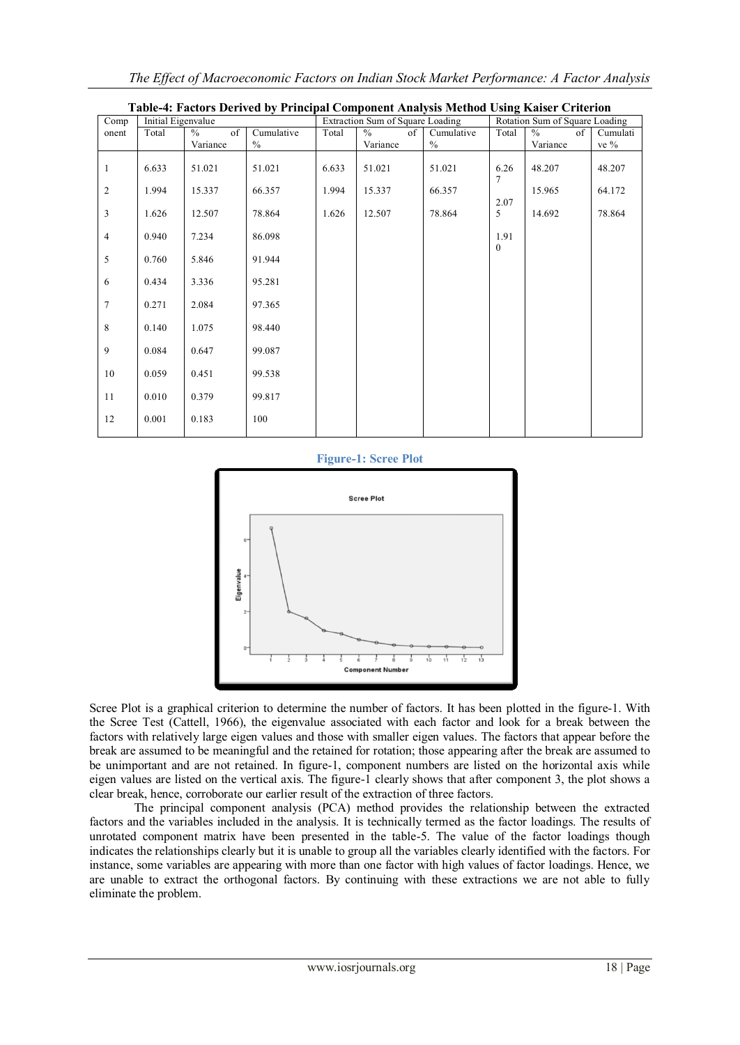**Table-4: Factors Derived by Principal Component Analysis Method Using Kaiser Criterion**

| Component | Initial Eigenvalue | | | Extraction Sum of Square Loading | | | Rotation Sum of Square Loading | | |
|---|---|---|---|---|---|---|---|---|---|
| | Total | % of Variance | Cumulative % | Total | % of Variance | Cumulative % | Total | % of Variance | Cumulative % |
| 1 | 6.633 | 51.021 | 51.021 | 6.633 | 51.021 | 51.021 | 6.267 | 48.207 | 48.207 |
| 2 | 1.994 | 15.337 | 66.357 | 1.994 | 15.337 | 66.357 | 2.075 | 15.965 | 64.172 |
| 3 | 1.626 | 12.507 | 78.864 | 1.626 | 12.507 | 78.864 | 1.910 | 14.692 | 78.864 |
| 4 | 0.940 | 7.234 | 86.098 | | | | | | |
| 5 | 0.760 | 5.846 | 91.944 | | | | | | |
| 6 | 0.434 | 3.336 | 95.281 | | | | | | |
| 7 | 0.271 | 2.084 | 97.365 | | | | | | |
| 8 | 0.140 | 1.075 | 98.440 | | | | | | |
| 9 | 0.084 | 0.647 | 99.087 | | | | | | |
| 10 | 0.059 | 0.451 | 99.538 | | | | | | |
| 11 | 0.010 | 0.379 | 99.817 | | | | | | |
| 12 | 0.001 | 0.183 | 100 | | | | | | |

**Figure-1: Scree Plot**

Scree Plot is a graphical criterion to determine the number of factors. It has been plotted in the figure-1. With the Scree Test (Cattell, 1966), the eigenvalue associated with each factor and look for a break between the factors with relatively large eigen values and those with smaller eigen values. The factors that appear before the break are assumed to be meaningful and the retained for rotation; those appearing after the break are assumed to be unimportant and are not retained. In figure-1, component numbers are listed on the horizontal axis while eigen values are listed on the vertical axis. The figure-1 clearly shows that after component 3, the plot shows a clear break, hence, corroborate our earlier result of the extraction of three factors.

The principal component analysis (PCA) method provides the relationship between the extracted factors and the variables included in the analysis. It is technically termed as the factor loadings. The results of unrotated component matrix have been presented in the table-5. The value of the factor loadings though indicates the relationships clearly but it is unable to group all the variables clearly identified with the factors. For instance, some variables are appearing with more than one factor with high values of factor loadings. Hence, we are unable to extract the orthogonal factors. By continuing with these extractions we are not able to fully eliminate the problem.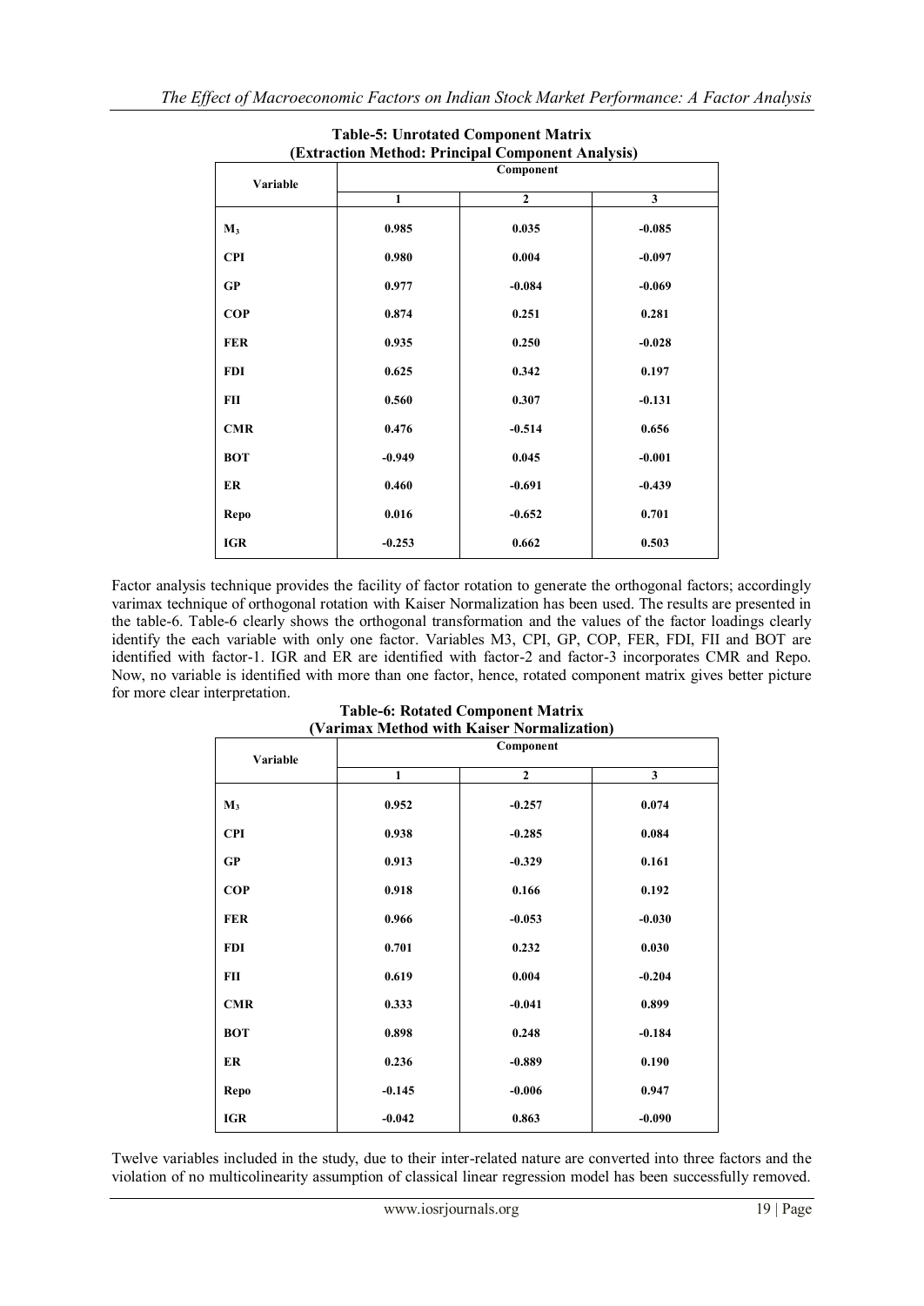**Table-5: Unrotated Component Matrix**
**(Extraction Method: Principal Component Analysis)**

| Variable | Component | | |
|---|---|---|---|
| | 1 | 2 | 3 |
| $M_3$ | 0.985 | 0.035 | -0.085 |
| CPI | 0.980 | 0.004 | -0.097 |
| GP | 0.977 | -0.084 | -0.069 |
| COP | 0.874 | 0.251 | 0.281 |
| FER | 0.935 | 0.250 | -0.028 |
| FDI | 0.625 | 0.342 | 0.197 |
| FII | 0.560 | 0.307 | -0.131 |
| CMR | 0.476 | -0.514 | 0.656 |
| BOT | -0.949 | 0.045 | -0.001 |
| ER | 0.460 | -0.691 | -0.439 |
| Repo | 0.016 | -0.652 | 0.701 |
| IGR | -0.253 | 0.662 | 0.503 |

Factor analysis technique provides the facility of factor rotation to generate the orthogonal factors; accordingly varimax technique of orthogonal rotation with Kaiser Normalization has been used. The results are presented in the table-6. Table-6 clearly shows the orthogonal transformation and the values of the factor loadings clearly identify the each variable with only one factor. Variables M3, CPI, GP, COP, FER, FDI, FII and BOT are identified with factor-1. IGR and ER are identified with factor-2 and factor-3 incorporates CMR and Repo. Now, no variable is identified with more than one factor, hence, rotated component matrix gives better picture for more clear interpretation.

**Table-6: Rotated Component Matrix**
**(Varimax Method with Kaiser Normalization)**

| Variable | Component | | |
|---|---|---|---|
| | 1 | 2 | 3 |
| $M_3$ | 0.952 | -0.257 | 0.074 |
| CPI | 0.938 | -0.285 | 0.084 |
| GP | 0.913 | -0.329 | 0.161 |
| COP | 0.918 | 0.166 | 0.192 |
| FER | 0.966 | -0.053 | -0.030 |
| FDI | 0.701 | 0.232 | 0.030 |
| FII | 0.619 | 0.004 | -0.204 |
| CMR | 0.333 | -0.041 | 0.899 |
| BOT | 0.898 | 0.248 | -0.184 |
| ER | 0.236 | -0.889 | 0.190 |
| Repo | -0.145 | -0.006 | 0.947 |
| IGR | -0.042 | 0.863 | -0.090 |

Twelve variables included in the study, due to their inter-related nature are converted into three factors and the violation of no multicolinearity assumption of classical linear regression model has been successfully removed.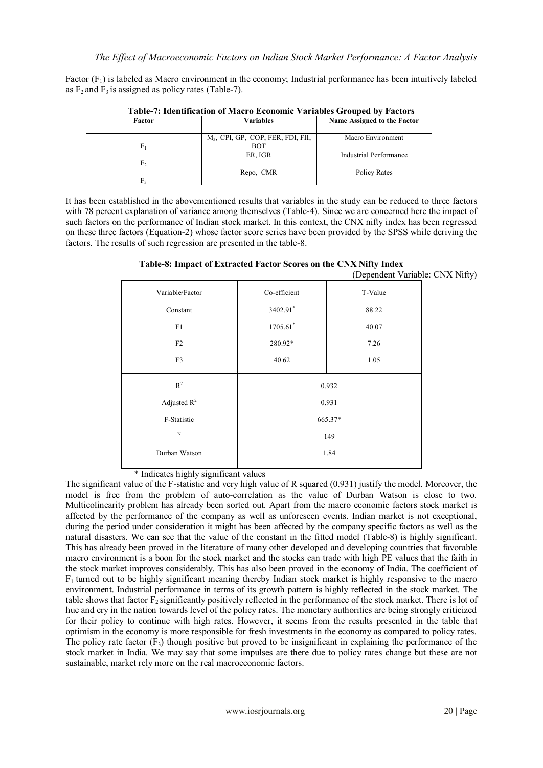Factor ($F_1$) is labeled as Macro environment in the economy; Industrial performance has been intuitively labeled as $F_2$ and $F_3$ is assigned as policy rates (Table-7).

**Table-7: Identification of Macro Economic Variables Grouped by Factors**

| Factor | Variables | Name Assigned to the Factor |
|---|---|---|
| $F_1$ | $M_3$, CPI, GP, COP, FER, FDI, FII, BOT | Macro Environment |
| $F_2$ | ER, IGR | Industrial Performance |
| $F_3$ | Repo, CMR | Policy Rates |

It has been established in the abovementioned results that variables in the study can be reduced to three factors with 78 percent explanation of variance among themselves (Table-4). Since we are concerned here the impact of such factors on the performance of Indian stock market. In this context, the CNX nifty index has been regressed on these three factors (Equation-2) whose factor score series have been provided by the SPSS while deriving the factors. The results of such regression are presented in the table-8.

**Table-8: Impact of Extracted Factor Scores on the CNX Nifty Index**

(Dependent Variable: CNX Nifty)

| Variable/Factor | Co-efficient | T-Value |
|---|---|---|
| Constant | 3402.91* | 88.22 |
| F1 | 1705.61* | 40.07 |
| F2 | 280.92* | 7.26 |
| F3 | 40.62 | 1.05 |
| $R^2$ | 0.932 | |
| Adjusted $R^2$ | 0.931 | |
| F-Statistic | 665.37* | |
| N | 149 | |
| Durban Watson | 1.84 | |

\* Indicates highly significant values

The significant value of the F-statistic and very high value of R squared (0.931) justify the model. Moreover, the model is free from the problem of auto-correlation as the value of Durban Watson is close to two. Multicolinearity problem has already been sorted out. Apart from the macro economic factors stock market is affected by the performance of the company as well as unforeseen events. Indian market is not exceptional, during the period under consideration it might has been affected by the company specific factors as well as the natural disasters. We can see that the value of the constant in the fitted model (Table-8) is highly significant. This has already been proved in the literature of many other developed and developing countries that favorable macro environment is a boon for the stock market and the stocks can trade with high PE values that the faith in the stock market improves considerably. This has also been proved in the economy of India. The coefficient of $F_1$ turned out to be highly significant meaning thereby Indian stock market is highly responsive to the macro environment. Industrial performance in terms of its growth pattern is highly reflected in the stock market. The table shows that factor $F_2$ significantly positively reflected in the performance of the stock market. There is lot of hue and cry in the nation towards level of the policy rates. The monetary authorities are being strongly criticized for their policy to continue with high rates. However, it seems from the results presented in the table that optimism in the economy is more responsible for fresh investments in the economy as compared to policy rates. The policy rate factor ($F_3$) though positive but proved to be insignificant in explaining the performance of the stock market in India. We may say that some impulses are there due to policy rates change but these are not sustainable, market rely more on the real macroeconomic factors.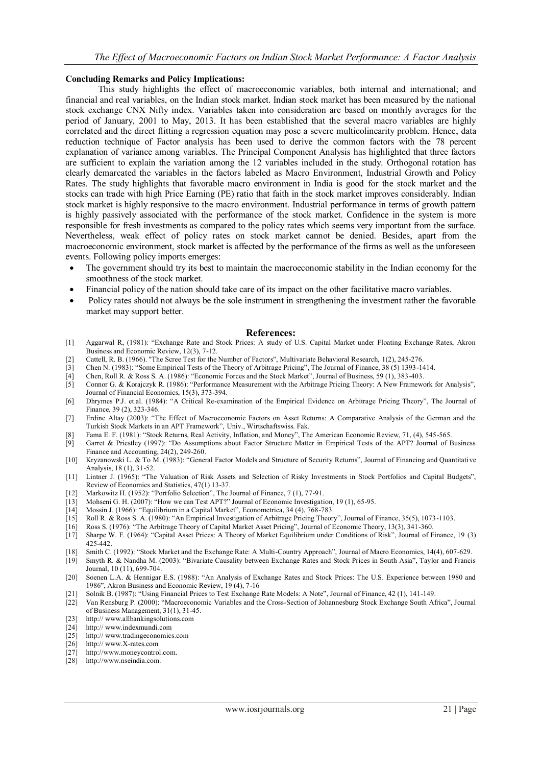**Concluding Remarks and Policy Implications:**

This study highlights the effect of macroeconomic variables, both internal and international; and financial and real variables, on the Indian stock market. Indian stock market has been measured by the national stock exchange CNX Nifty index. Variables taken into consideration are based on monthly averages for the period of January, 2001 to May, 2013. It has been established that the several macro variables are highly correlated and the direct flitting a regression equation may pose a severe multicolinearity problem. Hence, data reduction technique of Factor analysis has been used to derive the common factors with the 78 percent explanation of variance among variables. The Principal Component Analysis has highlighted that three factors are sufficient to explain the variation among the 12 variables included in the study. Orthogonal rotation has clearly demarcated the variables in the factors labeled as Macro Environment, Industrial Growth and Policy Rates. The study highlights that favorable macro environment in India is good for the stock market and the stocks can trade with high Price Earning (PE) ratio that faith in the stock market improves considerably. Indian stock market is highly responsive to the macro environment. Industrial performance in terms of growth pattern is highly passively associated with the performance of the stock market. Confidence in the system is more responsible for fresh investments as compared to the policy rates which seems very important from the surface. Nevertheless, weak effect of policy rates on stock market cannot be denied. Besides, apart from the macroeconomic environment, stock market is affected by the performance of the firms as well as the unforeseen events. Following policy imports emerges:

- The government should try its best to maintain the macroeconomic stability in the Indian economy for the smoothness of the stock market.
- Financial policy of the nation should take care of its impact on the other facilitative macro variables.
- Policy rates should not always be the sole instrument in strengthening the investment rather the favorable market may support better.

## References:

[1] Aggarwal R, (1981): "Exchange Rate and Stock Prices: A study of U.S. Capital Market under Floating Exchange Rates, Akron Business and Economic Review, 12(3), 7-12.

[2] Cattell, R. B. (1966). "The Scree Test for the Number of Factors", Multivariate Behavioral Research, 1(2), 245-276.

[3] Chen N. (1983): "Some Empirical Tests of the Theory of Arbitrage Pricing", The Journal of Finance, 38 (5) 1393-1414.

[4] Chen, Roll R. & Ross S. A. (1986): "Economic Forces and the Stock Market", Journal of Business, 59 (1), 383-403.

[5] Connor G. & Korajczyk R. (1986): "Performance Measurement with the Arbitrage Pricing Theory: A New Framework for Analysis", Journal of Financial Economics, 15(3), 373-394.

[6] Dhrymes P.J. et.al. (1984): "A Critical Re-examination of the Empirical Evidence on Arbitrage Pricing Theory", The Journal of Finance, 39 (2), 323-346.

[7] Erdinc Altay (2003): "The Effect of Macroeconomic Factors on Asset Returns: A Comparative Analysis of the German and the Turkish Stock Markets in an APT Framework", Univ., Wirtschaftswiss. Fak.

[8] Fama E. F. (1981): "Stock Returns, Real Activity, Inflation, and Money", The American Economic Review, 71, (4), 545-565.

[9] Garret & Priestley (1997): "Do Assumptions about Factor Structure Matter in Empirical Tests of the APT? Journal of Business Finance and Accounting, 24(2), 249-260.

[10] Kryzanowski L. & To M. (1983): "General Factor Models and Structure of Security Returns", Journal of Financing and Quantitative Analysis, 18 (1), 31-52.

[11] Lintner J. (1965): "The Valuation of Risk Assets and Selection of Risky Investments in Stock Portfolios and Capital Budgets", Review of Economics and Statistics, 47(1) 13-37.

[12] Markowitz H. (1952): "Portfolio Selection", The Journal of Finance, 7 (1), 77-91.

[13] Mohseni G. H. (2007): "How we can Test APT?" Journal of Economic Investigation, 19 (1), 65-95.

[14] Mossin J. (1966): "Equilibrium in a Capital Market", Econometrica, 34 (4), 768-783.

[15] Roll R. & Ross S. A. (1980): "An Empirical Investigation of Arbitrage Pricing Theory", Journal of Finance, 35(5), 1073-1103.

[16] Ross S. (1976): "The Arbitrage Theory of Capital Market Asset Pricing", Journal of Economic Theory, 13(3), 341-360.

[17] Sharpe W. F. (1964): "Capital Asset Prices: A Theory of Market Equilibrium under Conditions of Risk", Journal of Finance, 19 (3) 425-442.

[18] Smith C. (1992): "Stock Market and the Exchange Rate: A Multi-Country Approach", Journal of Macro Economics, 14(4), 607-629.

[19] Smyth R. & Nandha M. (2003): "Bivariate Causality between Exchange Rates and Stock Prices in South Asia", Taylor and Francis Journal, 10 (11), 699-704.

[20] Soenen L.A. & Hennigar E.S. (1988): "An Analysis of Exchange Rates and Stock Prices: The U.S. Experience between 1980 and 1986", Akron Business and Economic Review, 19 (4), 7-16

[21] Solnik B. (1987): "Using Financial Prices to Test Exchange Rate Models: A Note", Journal of Finance, 42 (1), 141-149.

[22] Van Rensburg P. (2000): "Macroeconomic Variables and the Cross-Section of Johannesburg Stock Exchange South Africa", Journal of Business Management, 31(1), 31-45.

[23] http:// www.allbankingsolutions.com

[24] http:// www.indexmundi.com

[25] http:// www.tradingeconomics.com

[26] http:// www.X-rates.com

[27] http://www.moneycontrol.com.

[28] http://www.nseindia.com.